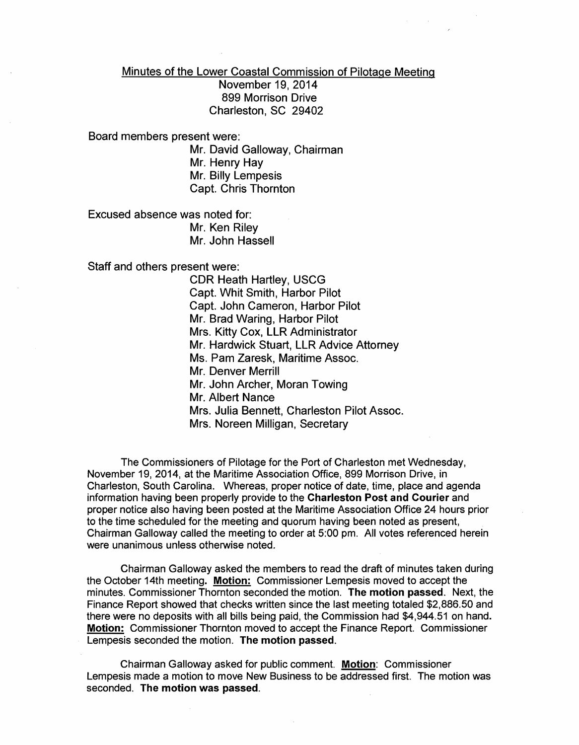Minutes of the Lower Coastal Commission of Pilotage Meeting
November 19, 2014
899 Morrison Drive
Charleston, SC 29402

Board members present were:

Mr. David Galloway, Chairman
Mr. Henry Hay
Mr. Billy Lempesis
Capt. Chris Thornton

Excused absence was noted for:

Mr. Ken Riley
Mr. John Hassell

Staff and others present were:

CDR Heath Hartley, USCG
Capt. Whit Smith, Harbor Pilot
Capt. John Cameron, Harbor Pilot
Mr. Brad Waring, Harbor Pilot
Mrs. Kitty Cox, LLR Administrator
Mr. Hardwick Stuart, LLR Advice Attorney
Ms. Pam Zaresk, Maritime Assoc.
Mr. Denver Merrill
Mr. John Archer, Moran Towing
Mr. Albert Nance
Mrs. Julia Bennett, Charleston Pilot Assoc.
Mrs. Noreen Milligan, Secretary

The Commissioners of Pilotage for the Port of Charleston met Wednesday, November 19, 2014, at the Maritime Association Office, 899 Morrison Drive, in Charleston, South Carolina. Whereas, proper notice of date, time, place and agenda information having been properly provide to the **Charleston Post and Courier** and proper notice also having been posted at the Maritime Association Office 24 hours prior to the time scheduled for the meeting and quorum having been noted as present, Chairman Galloway called the meeting to order at 5:00 pm. All votes referenced herein were unanimous unless otherwise noted.

Chairman Galloway asked the members to read the draft of minutes taken during the October 14th meeting. **Motion:** Commissioner Lempesis moved to accept the minutes. Commissioner Thornton seconded the motion. **The motion passed**. Next, the Finance Report showed that checks written since the last meeting totaled $2,886.50 and there were no deposits with all bills being paid, the Commission had $4,944.51 on hand. **Motion:** Commissioner Thornton moved to accept the Finance Report. Commissioner Lempesis seconded the motion. **The motion passed.**

Chairman Galloway asked for public comment. **Motion**: Commissioner Lempesis made a motion to move New Business to be addressed first. The motion was seconded. **The motion was passed.**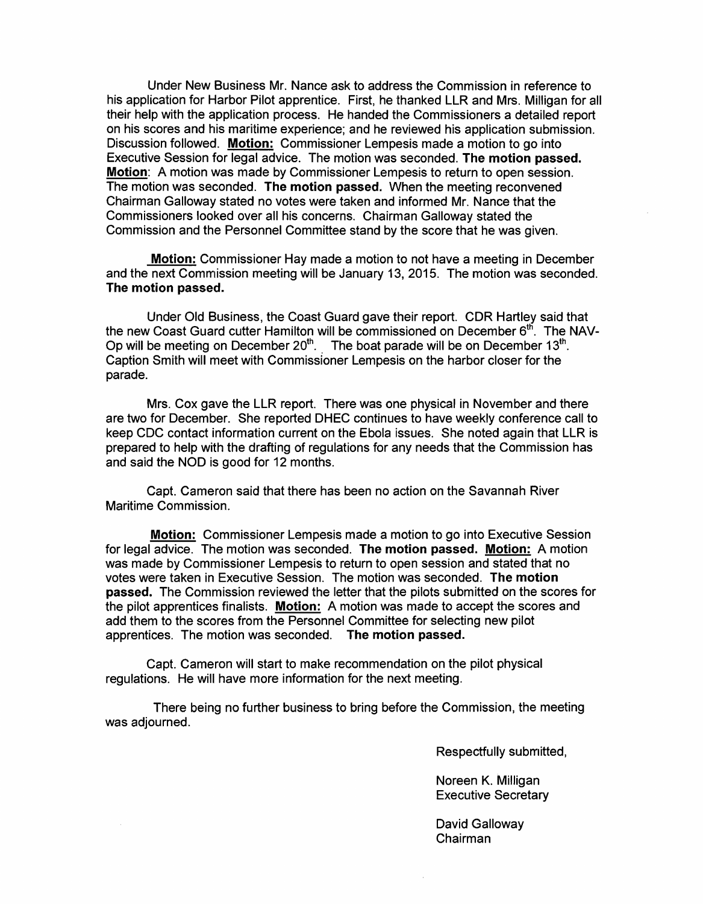Under New Business Mr. Nance ask to address the Commission in reference to his application for Harbor Pilot apprentice. First, he thanked LLR and Mrs. Milligan for all their help with the application process. He handed the Commissioners a detailed report on his scores and his maritime experience; and he reviewed his application submission. Discussion followed. **Motion:** Commissioner Lempesis made a motion to go into Executive Session for legal advice. The motion was seconded. **The motion passed.** **Motion**: A motion was made by Commissioner Lempesis to return to open session. The motion was seconded. **The motion passed.** When the meeting reconvened Chairman Galloway stated no votes were taken and informed Mr. Nance that the Commissioners looked over all his concerns. Chairman Galloway stated the Commission and the Personnel Committee stand by the score that he was given.

**Motion:** Commissioner Hay made a motion to not have a meeting in December and the next Commission meeting will be January 13, 2015. The motion was seconded. **The motion passed.**

Under Old Business, the Coast Guard gave their report. CDR Hartley said that the new Coast Guard cutter Hamilton will be commissioned on December 6th. The NAV-Op will be meeting on December 20th. The boat parade will be on December 13th. Caption Smith will meet with Commissioner Lempesis on the harbor closer for the parade.

Mrs. Cox gave the LLR report. There was one physical in November and there are two for December. She reported DHEC continues to have weekly conference call to keep CDC contact information current on the Ebola issues. She noted again that LLR is prepared to help with the drafting of regulations for any needs that the Commission has and said the NOD is good for 12 months.

Capt. Cameron said that there has been no action on the Savannah River Maritime Commission.

**Motion:** Commissioner Lempesis made a motion to go into Executive Session for legal advice. The motion was seconded. **The motion passed.** **Motion:** A motion was made by Commissioner Lempesis to return to open session and stated that no votes were taken in Executive Session. The motion was seconded. **The motion passed.** The Commission reviewed the letter that the pilots submitted on the scores for the pilot apprentices finalists. **Motion:** A motion was made to accept the scores and add them to the scores from the Personnel Committee for selecting new pilot apprentices. The motion was seconded. **The motion passed.**

Capt. Cameron will start to make recommendation on the pilot physical regulations. He will have more information for the next meeting.

There being no further business to bring before the Commission, the meeting was adjourned.

Respectfully submitted,

Noreen K. Milligan
Executive Secretary

David Galloway
Chairman